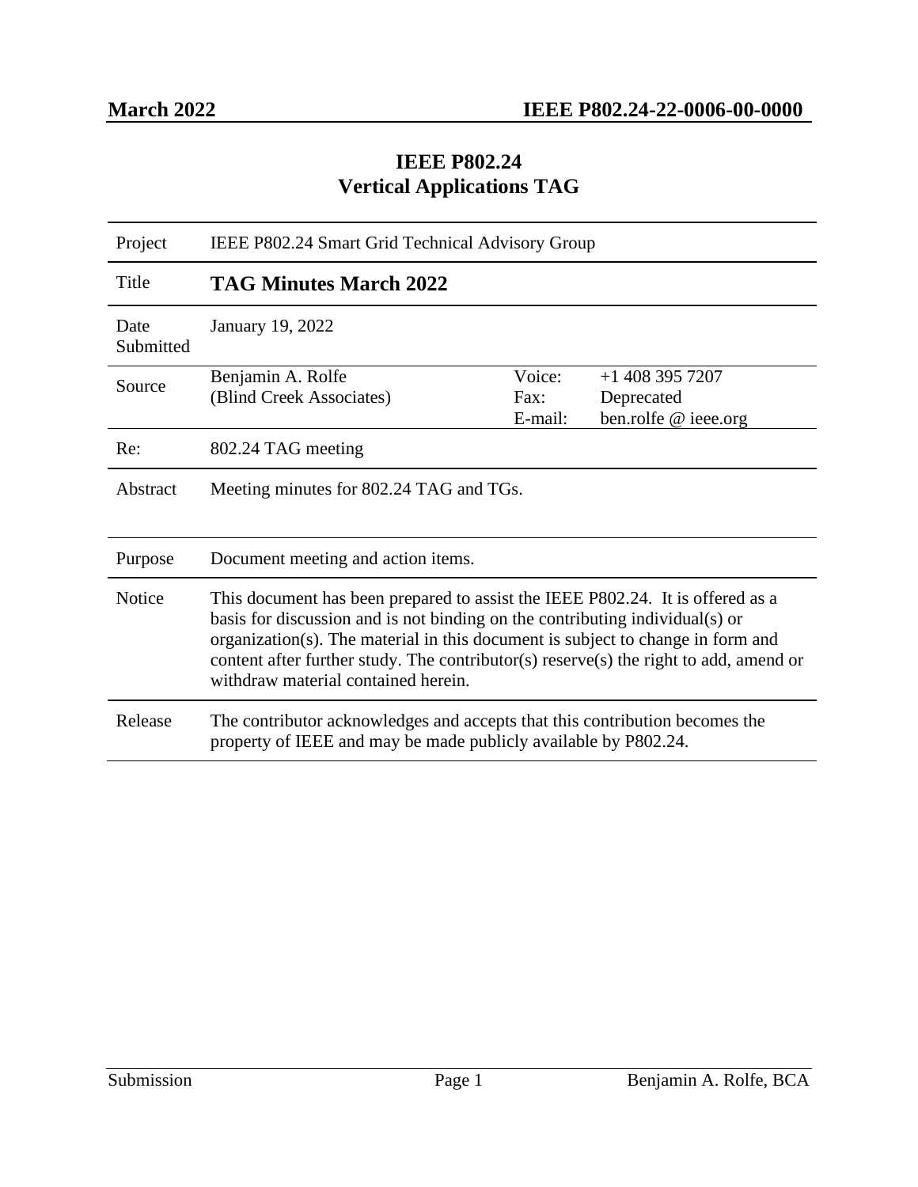# IEEE P802.24
## Vertical Applications TAG

| | | | |
|---|---|---|---|
| Project | IEEE P802.24 Smart Grid Technical Advisory Group | | |
| Title | **TAG Minutes March 2022** | | |
| Date Submitted | January 19, 2022 | | |
| Source | Benjamin A. Rolfe<br>(Blind Creek Associates) | Voice:<br>Fax:<br>E-mail: | +1 408 395 7207<br>Deprecated<br>ben.rolfe @ ieee.org |
| Re: | 802.24 TAG meeting | | |
| Abstract | Meeting minutes for 802.24 TAG and TGs. | | |
| Purpose | Document meeting and action items. | | |
| Notice | This document has been prepared to assist the IEEE P802.24. It is offered as a basis for discussion and is not binding on the contributing individual(s) or organization(s). The material in this document is subject to change in form and content after further study. The contributor(s) reserve(s) the right to add, amend or withdraw material contained herein. | | |
| Release | The contributor acknowledges and accepts that this contribution becomes the property of IEEE and may be made publicly available by P802.24. | | |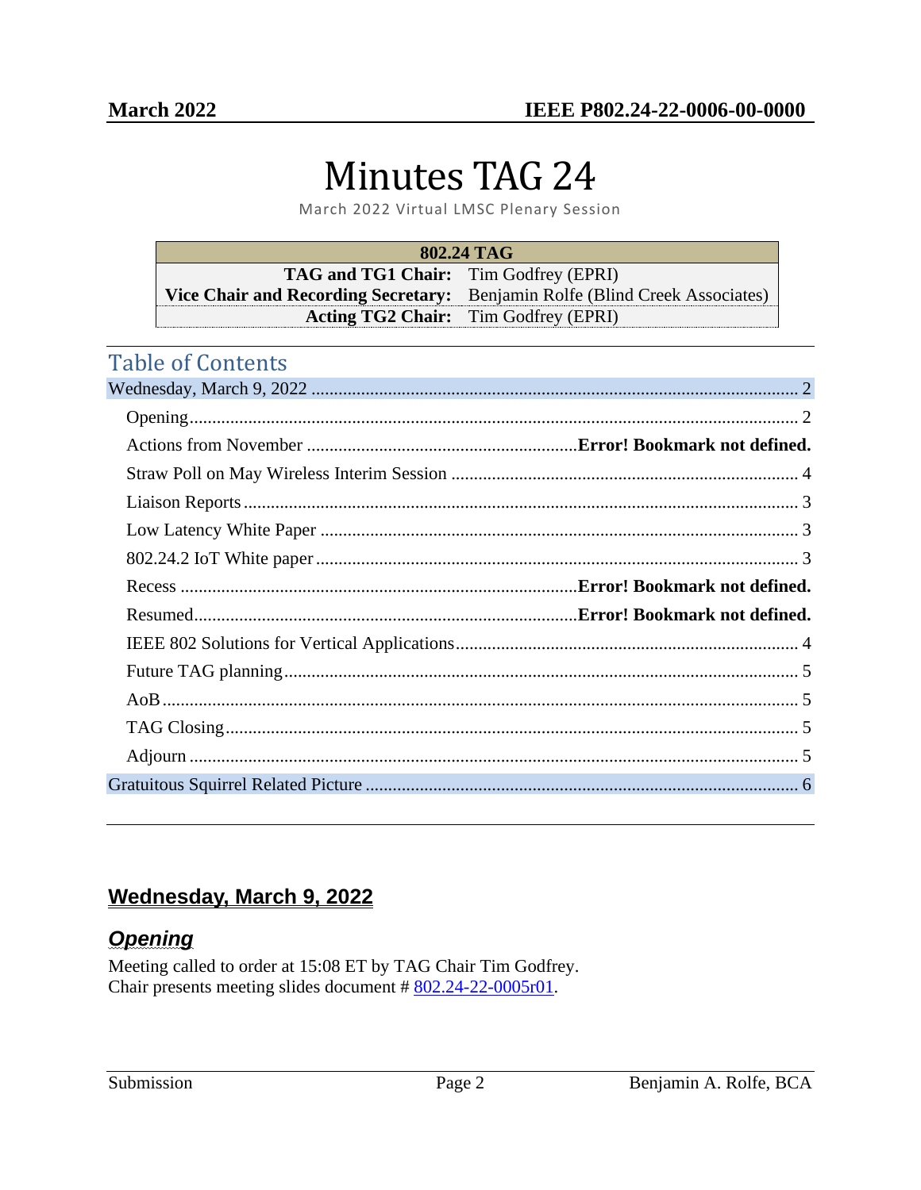# Minutes TAG 24

March 2022 Virtual LMSC Plenary Session

| 802.24 TAG | |
|---|---|
| **TAG and TG1 Chair:** | Tim Godfrey (EPRI) |
| **Vice Chair and Recording Secretary:** | Benjamin Rolfe (Blind Creek Associates) |
| **Acting TG2 Chair:** | Tim Godfrey (EPRI) |

## Table of Contents

- Wednesday, March 9, 2022 .......... 2
  - Opening .......... 2
  - Actions from November .......... **Error! Bookmark not defined.**
  - Straw Poll on May Wireless Interim Session .......... 4
  - Liaison Reports .......... 3
  - Low Latency White Paper .......... 3
  - 802.24.2 IoT White paper .......... 3
  - Recess .......... **Error! Bookmark not defined.**
  - Resumed .......... **Error! Bookmark not defined.**
  - IEEE 802 Solutions for Vertical Applications .......... 4
  - Future TAG planning .......... 5
  - AoB .......... 5
  - TAG Closing .......... 5
  - Adjourn .......... 5
- Gratuitous Squirrel Related Picture .......... 6

## Wednesday, March 9, 2022

### *Opening*

Meeting called to order at 15:08 ET by TAG Chair Tim Godfrey.
Chair presents meeting slides document # 802.24-22-0005r01.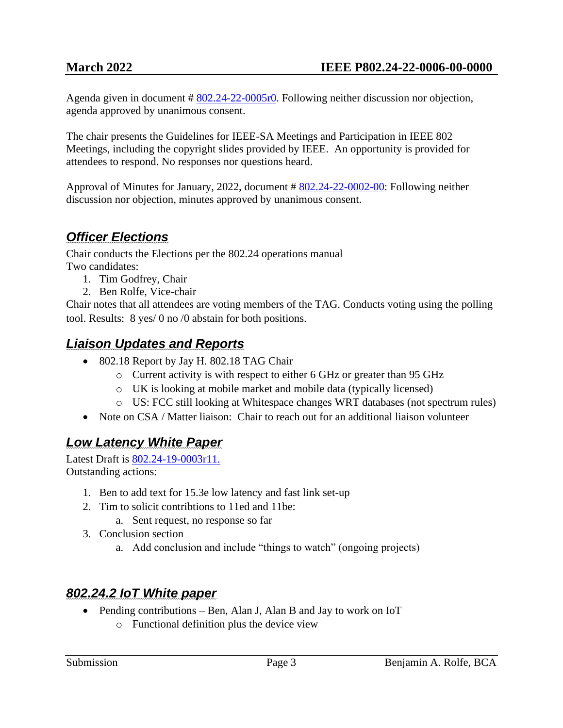Agenda given in document # 802.24-22-0005r0. Following neither discussion nor objection, agenda approved by unanimous consent.

The chair presents the Guidelines for IEEE-SA Meetings and Participation in IEEE 802 Meetings, including the copyright slides provided by IEEE. An opportunity is provided for attendees to respond. No responses nor questions heard.

Approval of Minutes for January, 2022, document # 802.24-22-0002-00: Following neither discussion nor objection, minutes approved by unanimous consent.

## *Officer Elections*

Chair conducts the Elections per the 802.24 operations manual
Two candidates:

1. Tim Godfrey, Chair
2. Ben Rolfe, Vice-chair

Chair notes that all attendees are voting members of the TAG. Conducts voting using the polling tool. Results: 8 yes/ 0 no /0 abstain for both positions.

## *Liaison Updates and Reports*

- 802.18 Report by Jay H. 802.18 TAG Chair
  - Current activity is with respect to either 6 GHz or greater than 95 GHz
  - UK is looking at mobile market and mobile data (typically licensed)
  - US: FCC still looking at Whitespace changes WRT databases (not spectrum rules)
- Note on CSA / Matter liaison: Chair to reach out for an additional liaison volunteer

## *Low Latency White Paper*

Latest Draft is 802.24-19-0003r11.
Outstanding actions:

1. Ben to add text for 15.3e low latency and fast link set-up
2. Tim to solicit contribtions to 11ed and 11be:
   a. Sent request, no response so far
3. Conclusion section
   a. Add conclusion and include "things to watch" (ongoing projects)

## *802.24.2 IoT White paper*

- Pending contributions – Ben, Alan J, Alan B and Jay to work on IoT
  - Functional definition plus the device view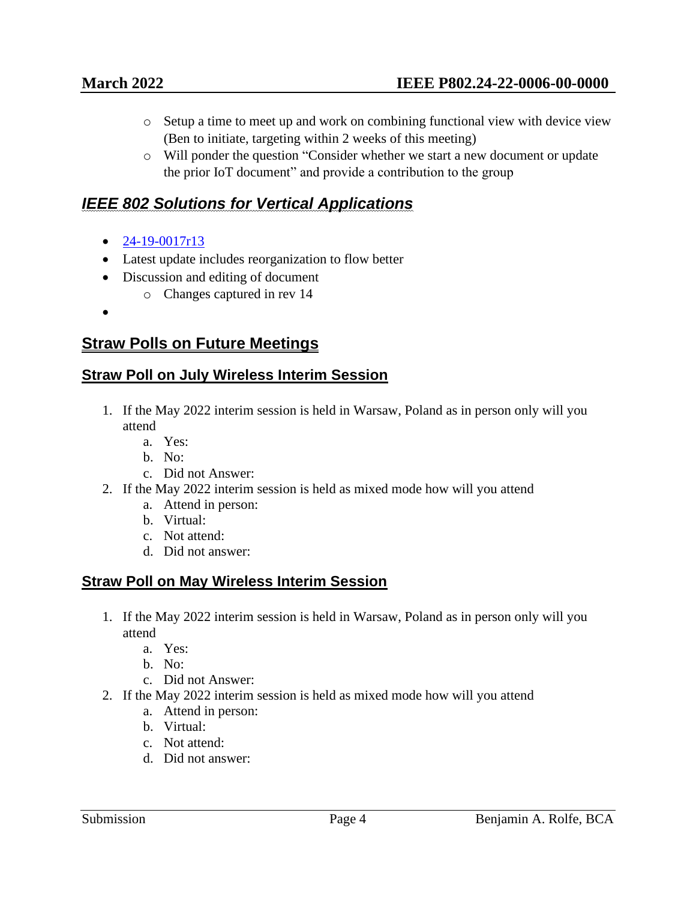- Setup a time to meet up and work on combining functional view with device view (Ben to initiate, targeting within 2 weeks of this meeting)
  - Will ponder the question "Consider whether we start a new document or update the prior IoT document" and provide a contribution to the group

## *IEEE 802 Solutions for Vertical Applications*

- 24-19-0017r13
- Latest update includes reorganization to flow better
- Discussion and editing of document
  - Changes captured in rev 14
- 

## Straw Polls on Future Meetings

### Straw Poll on July Wireless Interim Session

1. If the May 2022 interim session is held in Warsaw, Poland as in person only will you attend
   a. Yes:
   b. No:
   c. Did not Answer:
2. If the May 2022 interim session is held as mixed mode how will you attend
   a. Attend in person:
   b. Virtual:
   c. Not attend:
   d. Did not answer:

### Straw Poll on May Wireless Interim Session

1. If the May 2022 interim session is held in Warsaw, Poland as in person only will you attend
   a. Yes:
   b. No:
   c. Did not Answer:
2. If the May 2022 interim session is held as mixed mode how will you attend
   a. Attend in person:
   b. Virtual:
   c. Not attend:
   d. Did not answer: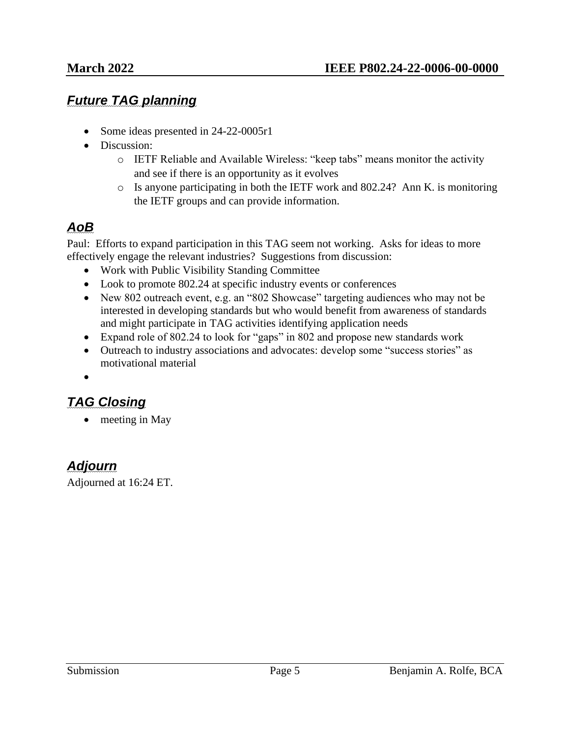## *Future TAG planning*

- Some ideas presented in 24-22-0005r1
- Discussion:
  - IETF Reliable and Available Wireless: "keep tabs" means monitor the activity and see if there is an opportunity as it evolves
  - Is anyone participating in both the IETF work and 802.24? Ann K. is monitoring the IETF groups and can provide information.

## *AoB*

Paul: Efforts to expand participation in this TAG seem not working. Asks for ideas to more effectively engage the relevant industries? Suggestions from discussion:

- Work with Public Visibility Standing Committee
- Look to promote 802.24 at specific industry events or conferences
- New 802 outreach event, e.g. an "802 Showcase" targeting audiences who may not be interested in developing standards but who would benefit from awareness of standards and might participate in TAG activities identifying application needs
- Expand role of 802.24 to look for "gaps" in 802 and propose new standards work
- Outreach to industry associations and advocates: develop some "success stories" as motivational material

## *TAG Closing*

- meeting in May

## *Adjourn*

Adjourned at 16:24 ET.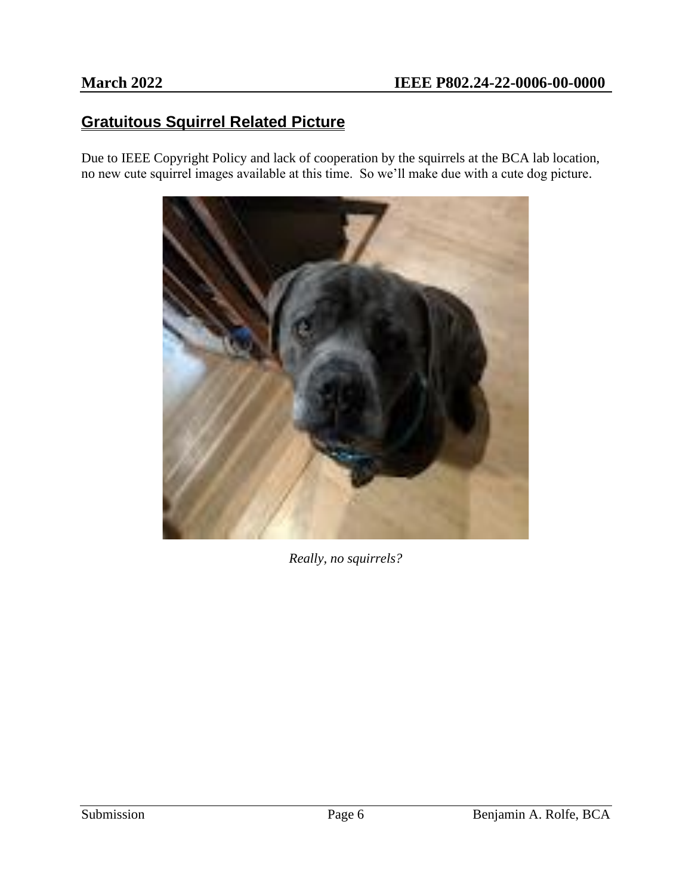## Gratuitous Squirrel Related Picture

Due to IEEE Copyright Policy and lack of cooperation by the squirrels at the BCA lab location, no new cute squirrel images available at this time. So we'll make due with a cute dog picture.

*Really, no squirrels?*